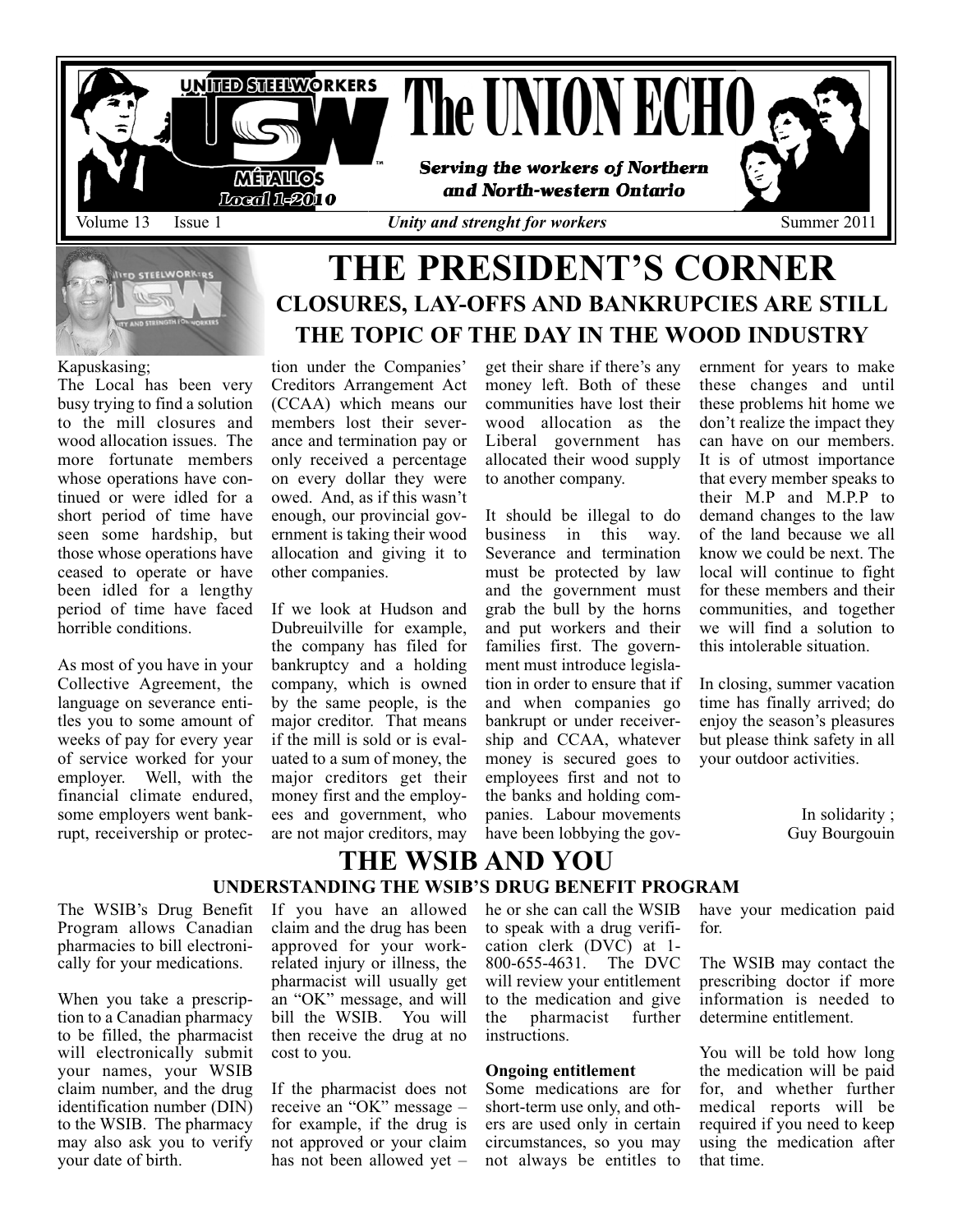# The UNION ECHO

**UNITED STEELWORKERS — MÉTALLOS — Local 1-2010**

***Serving the workers of Northern and North-western Ontario***

Volume 13 Issue 1 — *Unity and strenght for workers* — Summer 2011

# THE PRESIDENT'S CORNER

## CLOSURES, LAY-OFFS AND BANKRUPCIES ARE STILL THE TOPIC OF THE DAY IN THE WOOD INDUSTRY

Kapuskasing;

The Local has been very busy trying to find a solution to the mill closures and wood allocation issues. The more fortunate members whose operations have continued or were idled for a short period of time have seen some hardship, but those whose operations have ceased to operate or have been idled for a lengthy period of time have faced horrible conditions.

As most of you have in your Collective Agreement, the language on severance entitles you to some amount of weeks of pay for every year of service worked for your employer. Well, with the financial climate endured, some employers went bankrupt, receivership or protection under the Companies' Creditors Arrangement Act (CCAA) which means our members lost their severance and termination pay or only received a percentage on every dollar they were owed. And, as if this wasn't enough, our provincial government is taking their wood allocation and giving it to other companies.

If we look at Hudson and Dubreuilville for example, the company has filed for bankruptcy and a holding company, which is owned by the same people, is the major creditor. That means if the mill is sold or is evaluated to a sum of money, the major creditors get their money first and the employees and government, who are not major creditors, may get their share if there's any money left. Both of these communities have lost their wood allocation as the Liberal government has allocated their wood supply to another company.

It should be illegal to do business in this way. Severance and termination must be protected by law and the government must grab the bull by the horns and put workers and their families first. The government must introduce legislation in order to ensure that if and when companies go bankrupt or under receivership and CCAA, whatever money is secured goes to employees first and not to the banks and holding companies. Labour movements have been lobbying the government for years to make these changes and until these problems hit home we don't realize the impact they can have on our members. It is of utmost importance that every member speaks to their M.P and M.P.P to demand changes to the law of the land because we all know we could be next. The local will continue to fight for these members and their communities, and together we will find a solution to this intolerable situation.

In closing, summer vacation time has finally arrived; do enjoy the season's pleasures but please think safety in all your outdoor activities.

In solidarity ;
Guy Bourgouin

# THE WSIB AND YOU

## UNDERSTANDING THE WSIB'S DRUG BENEFIT PROGRAM

The WSIB's Drug Benefit Program allows Canadian pharmacies to bill electronically for your medications.

When you take a prescription to a Canadian pharmacy to be filled, the pharmacist will electronically submit your names, your WSIB claim number, and the drug identification number (DIN) to the WSIB. The pharmacy may also ask you to verify your date of birth.

If you have an allowed claim and the drug has been approved for your work-related injury or illness, the pharmacist will usually get an "OK" message, and will bill the WSIB. You will then receive the drug at no cost to you.

If the pharmacist does not receive an "OK" message – for example, if the drug is not approved or your claim has not been allowed yet – he or she can call the WSIB to speak with a drug verification clerk (DVC) at 1-800-655-4631. The DVC will review your entitlement to the medication and give the pharmacist further instructions.

**Ongoing entitlement**

Some medications are for short-term use only, and others are used only in certain circumstances, so you may not always be entitles to have your medication paid for.

The WSIB may contact the prescribing doctor if more information is needed to determine entitlement.

You will be told how long the medication will be paid for, and whether further medical reports will be required if you need to keep using the medication after that time.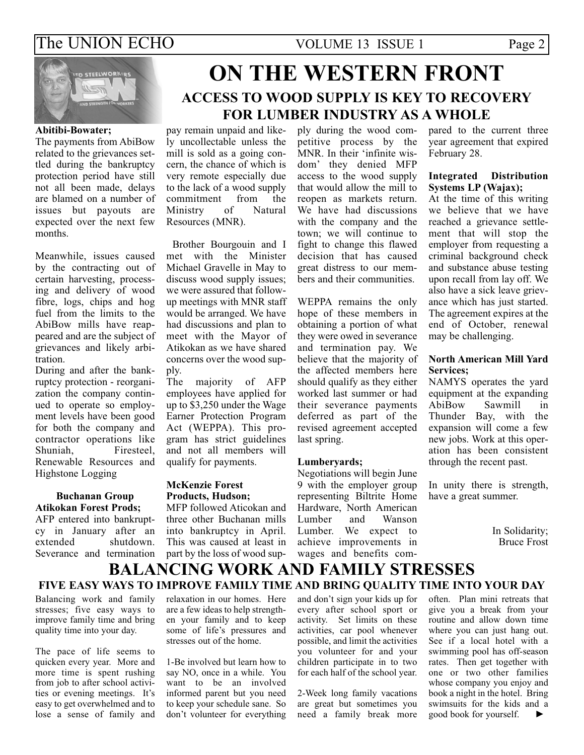# ON THE WESTERN FRONT

## ACCESS TO WOOD SUPPLY IS KEY TO RECOVERY FOR LUMBER INDUSTRY AS A WHOLE

**Abitibi-Bowater;**

The payments from AbiBow related to the grievances settled during the bankruptcy protection period have still not all been made, delays are blamed on a number of issues but payouts are expected over the next few months.

Meanwhile, issues caused by the contracting out of certain harvesting, processing and delivery of wood fibre, logs, chips and hog fuel from the limits to the AbiBow mills have reappeared and are the subject of grievances and likely arbitration.

During and after the bankruptcy protection - reorganization the company continued to operate so employment levels have been good for both the company and contractor operations like Shuniah, Firesteel, Renewable Resources and Highstone Logging

**Buchanan Group Atikokan Forest Prods;**

AFP entered into bankruptcy in January after an extended shutdown. Severance and termination pay remain unpaid and likely uncollectable unless the mill is sold as a going concern, the chance of which is very remote especially due to the lack of a wood supply commitment from the Ministry of Natural Resources (MNR).

Brother Bourgouin and I met with the Minister Michael Gravelle in May to discuss wood supply issues; we were assured that follow-up meetings with MNR staff would be arranged. We have had discussions and plan to meet with the Mayor of Atikokan as we have shared concerns over the wood supply.

The majority of AFP employees have applied for up to $3,250 under the Wage Earner Protection Program Act (WEPPA). This program has strict guidelines and not all members will qualify for payments.

**McKenzie Forest Products, Hudson;**

MFP followed Aticokan and three other Buchanan mills into bankruptcy in April. This was caused at least in part by the loss of wood supply during the wood competitive process by the MNR. In their 'infinite wisdom' they denied MFP access to the wood supply that would allow the mill to reopen as markets return. We have had discussions with the company and the town; we will continue to fight to change this flawed decision that has caused great distress to our members and their communities.

WEPPA remains the only hope of these members in obtaining a portion of what they were owed in severance and termination pay. We believe that the majority of the affected members here should qualify as they either worked last summer or had their severance payments deferred as part of the revised agreement accepted last spring.

**Lumberyards;**

Negotiations will begin June 9 with the employer group representing Biltrite Home Hardware, North American Lumber and Wanson Lumber. We expect to achieve improvements in wages and benefits compared to the current three year agreement that expired February 28.

**Integrated Distribution Systems LP (Wajax);**

At the time of this writing we believe that we have reached a grievance settlement that will stop the employer from requesting a criminal background check and substance abuse testing upon recall from lay off. We also have a sick leave grievance which has just started. The agreement expires at the end of October, renewal may be challenging.

**North American Mill Yard Services;**

NAMYS operates the yard equipment at the expanding AbiBow Sawmill in Thunder Bay, with the expansion will come a few new jobs. Work at this operation has been consistent through the recent past.

In unity there is strength, have a great summer.

In Solidarity;
Bruce Frost

# BALANCING WORK AND FAMILY STRESSES

## FIVE EASY WAYS TO IMPROVE FAMILY TIME AND BRING QUALITY TIME INTO YOUR DAY

Balancing work and family stresses; five easy ways to improve family time and bring quality time into your day.

The pace of life seems to quicken every year. More and more time is spent rushing from job to after school activities or evening meetings. It's easy to get overwhelmed and to lose a sense of family and relaxation in our homes. Here are a few ideas to help strengthen your family and to keep some of life's pressures and stresses out of the home.

1-Be involved but learn how to say NO, once in a while. You want to be an involved informed parent but you need to keep your schedule sane. So don't volunteer for everything and don't sign your kids up for every after school sport or activity. Set limits on these activities, car pool whenever possible, and limit the activities you volunteer for and your children participate in to two for each half of the school year.

2-Week long family vacations are great but sometimes you need a family break more often. Plan mini retreats that give you a break from your routine and allow down time where you can just hang out. See if a local hotel with a swimming pool has off-season rates. Then get together with one or two other families whose company you enjoy and book a night in the hotel. Bring swimsuits for the kids and a good book for yourself. ►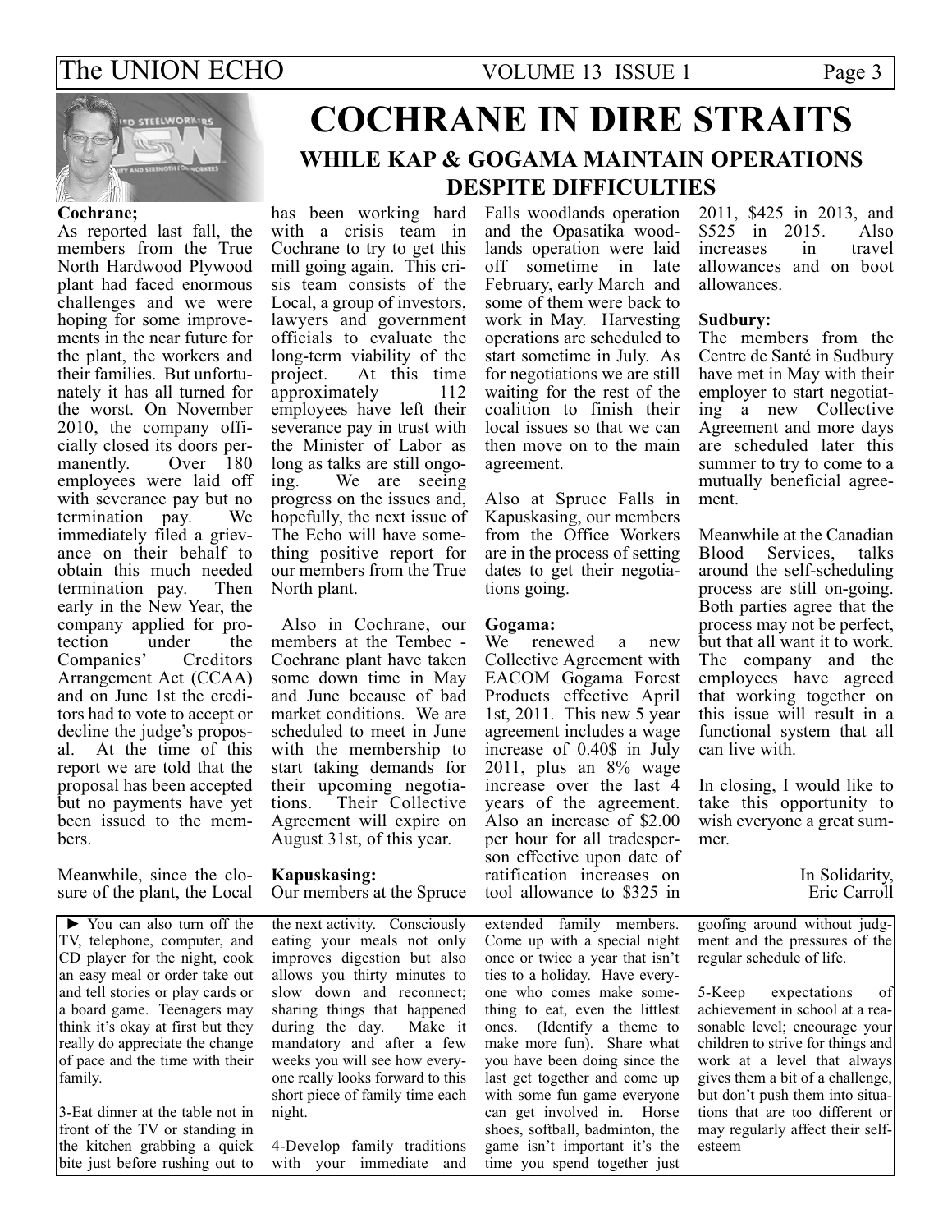# COCHRANE IN DIRE STRAITS

## WHILE KAP & GOGAMA MAINTAIN OPERATIONS DESPITE DIFFICULTIES

**Cochrane;**

As reported last fall, the members from the True North Hardwood Plywood plant had faced enormous challenges and we were hoping for some improvements in the near future for the plant, the workers and their families. But unfortunately it has all turned for the worst. On November 2010, the company officially closed its doors permanently. Over 180 employees were laid off with severance pay but no termination pay. We immediately filed a grievance on their behalf to obtain this much needed termination pay. Then early in the New Year, the company applied for protection under the Companies' Creditors Arrangement Act (CCAA) and on June 1st the creditors had to vote to accept or decline the judge's proposal. At the time of this report we are told that the proposal has been accepted but no payments have yet been issued to the members.

Meanwhile, since the closure of the plant, the Local has been working hard with a crisis team in Cochrane to try to get this mill going again. This crisis team consists of the Local, a group of investors, lawyers and government officials to evaluate the long-term viability of the project. At this time approximately 112 employees have left their severance pay in trust with the Minister of Labor as long as talks are still ongoing. We are seeing progress on the issues and, hopefully, the next issue of The Echo will have something positive report for our members from the True North plant.

Also in Cochrane, our members at the Tembec - Cochrane plant have taken some down time in May and June because of bad market conditions. We are scheduled to meet in June with the membership to start taking demands for their upcoming negotiations. Their Collective Agreement will expire on August 31st, of this year.

**Kapuskasing:**

Our members at the Spruce Falls woodlands operation and the Opasatika woodlands operation were laid off sometime in late February, early March and some of them were back to work in May. Harvesting operations are scheduled to start sometime in July. As for negotiations we are still waiting for the rest of the coalition to finish their local issues so that we can then move on to the main agreement.

Also at Spruce Falls in Kapuskasing, our members from the Office Workers are in the process of setting dates to get their negotiations going.

**Gogama:**

We renewed a new Collective Agreement with EACOM Gogama Forest Products effective April 1st, 2011. This new 5 year agreement includes a wage increase of 0.40$ in July 2011, plus an 8% wage increase over the last 4 years of the agreement. Also an increase of $2.00 per hour for all tradesperson effective upon date of ratification increases on tool allowance to $325 in 2011, $425 in 2013, and $525 in 2015. Also increases in travel allowances and on boot allowances.

**Sudbury:**

The members from the Centre de Santé in Sudbury have met in May with their employer to start negotiating a new Collective Agreement and more days are scheduled later this summer to try to come to a mutually beneficial agreement.

Meanwhile at the Canadian Blood Services, talks around the self-scheduling process are still on-going. Both parties agree that the process may not be perfect, but that all want it to work. The company and the employees have agreed that working together on this issue will result in a functional system that all can live with.

In closing, I would like to take this opportunity to wish everyone a great summer.

In Solidarity,
Eric Carroll

---

► You can also turn off the TV, telephone, computer, and CD player for the night, cook an easy meal or order take out and tell stories or play cards or a board game. Teenagers may think it's okay at first but they really do appreciate the change of pace and the time with their family.

3-Eat dinner at the table not in front of the TV or standing in the kitchen grabbing a quick bite just before rushing out to the next activity. Consciously eating your meals not only improves digestion but also allows you thirty minutes to slow down and reconnect; sharing things that happened during the day. Make it mandatory and after a few weeks you will see how everyone really looks forward to this short piece of family time each night.

4-Develop family traditions with your immediate and extended family members. Come up with a special night once or twice a year that isn't ties to a holiday. Have everyone who comes make something to eat, even the littlest ones. (Identify a theme to make more fun). Share what you have been doing since the last get together and come up with some fun game everyone can get involved in. Horse shoes, softball, badminton, the game isn't important it's the time you spend together just goofing around without judgment and the pressures of the regular schedule of life.

5-Keep expectations of achievement in school at a reasonable level; encourage your children to strive for things and work at a level that always gives them a bit of a challenge, but don't push them into situations that are too different or may regularly affect their self-esteem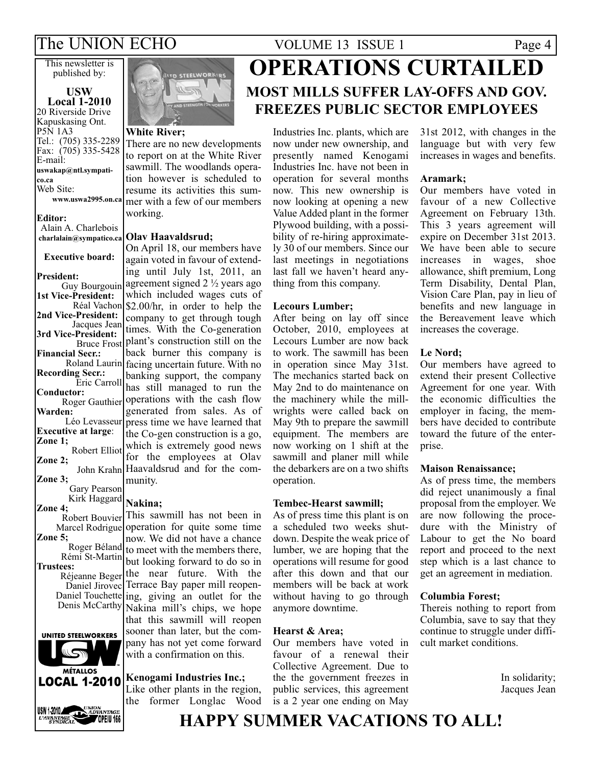This newsletter is published by:

**USW Local 1-2010**
20 Riverside Drive
Kapuskasing Ont.
P5N 1A3
Tel.: (705) 335-2289
Fax: (705) 335-5428
E-mail:
**uswakap@ntl.sympatico.ca**
Web Site:
**www.uswa2995.on.ca**

**Editor:**
Alain A. Charlebois
**charlalain@sympatico.ca**

**Executive board:**

**President:** Guy Bourgouin
**1st Vice-President:** Réal Vachon
**2nd Vice-President:** Jacques Jean
**3rd Vice-President:** Bruce Frost
**Financial Secr.:** Roland Laurin
**Recording Secr.:** Eric Carroll
**Conductor:** Roger Gauthier
**Warden:** Léo Levasseur
**Executive at large**:
**Zone 1;** Robert Elliot
**Zone 2;** John Krahn
**Zone 3;** Gary Pearson, Kirk Haggard
**Zone 4;** Robert Bouvier, Marcel Rodrigue
**Zone 5;** Roger Béland, Rémi St-Martin
**Trustees:** Réjeanne Beger, Daniel Jirovec, Daniel Touchette, Denis McCarthy

UNITED STEELWORKERS
MÉTALLOS
LOCAL 1-2010

USW 1-2010 L'AVANTAGE SYNDICAL — UNION ADVANTAGE — OPEIU 166

# OPERATIONS CURTAILED

## MOST MILLS SUFFER LAY-OFFS AND GOV. FREEZES PUBLIC SECTOR EMPLOYEES

**White River;**
There are no new developments to report on at the White River sawmill. The woodlands operation however is scheduled to resume its activities this summer with a few of our members working.

**Olav Haavaldsrud;**
On April 18, our members have again voted in favour of extending until July 1st, 2011, an agreement signed 2 ½ years ago which included wages cuts of $2.00/hr, in order to help the company to get through tough times. With the Co-generation plant's construction still on the back burner this company is facing uncertain future. With no banking support, the company has still managed to run the operations with the cash flow generated from sales. As of press time we have learned that the Co-gen construction is a go, which is extremely good news for the employees at Olav Haavaldsrud and for the community.

**Nakina;**
This sawmill has not been in operation for quite some time now. We did not have a chance to meet with the members there, but looking forward to do so in the near future. With the Terrace Bay paper mill reopening, giving an outlet for the Nakina mill's chips, we hope that this sawmill will reopen sooner than later, but the company has not yet come forward with a confirmation on this.

**Kenogami Industries Inc.;**
Like other plants in the region, the former Longlac Wood Industries Inc. plants, which are now under new ownership, and presently named Kenogami Industries Inc. have not been in operation for several months now. This new ownership is now looking at opening a new Value Added plant in the former Plywood building, with a possibility of re-hiring approximately 30 of our members. Since our last meetings in negotiations last fall we haven't heard anything from this company.

**Lecours Lumber;**
After being on lay off since October, 2010, employees at Lecours Lumber are now back to work. The sawmill has been in operation since May 31st. The mechanics started back on May 2nd to do maintenance on the machinery while the millwrights were called back on May 9th to prepare the sawmill equipment. The members are now working on 1 shift at the sawmill and planer mill while the debarkers are on a two shifts operation.

**Tembec-Hearst sawmill;**
As of press time this plant is on a scheduled two weeks shutdown. Despite the weak price of lumber, we are hoping that the operations will resume for good after this down and that our members will be back at work without having to go through anymore downtime.

**Hearst & Area;**
Our members have voted in favour of a renewal their Collective Agreement. Due to the the government freezes in public services, this agreement is a 2 year one ending on May 31st 2012, with changes in the language but with very few increases in wages and benefits.

**Aramark;**
Our members have voted in favour of a new Collective Agreement on February 13th. This 3 years agreement will expire on December 31st 2013. We have been able to secure increases in wages, shoe allowance, shift premium, Long Term Disability, Dental Plan, Vision Care Plan, pay in lieu of benefits and new language in the Bereavement leave which increases the coverage.

**Le Nord;**
Our members have agreed to extend their present Collective Agreement for one year. With the economic difficulties the employer in facing, the members have decided to contribute toward the future of the enterprise.

**Maison Renaissance;**
As of press time, the members did reject unanimously a final proposal from the employer. We are now following the procedure with the Ministry of Labour to get the No board report and proceed to the next step which is a last chance to get an agreement in mediation.

**Columbia Forest;**
Thereis nothing to report from Columbia, save to say that they continue to struggle under difficult market conditions.

In solidarity;
Jacques Jean

## HAPPY SUMMER VACATIONS TO ALL!